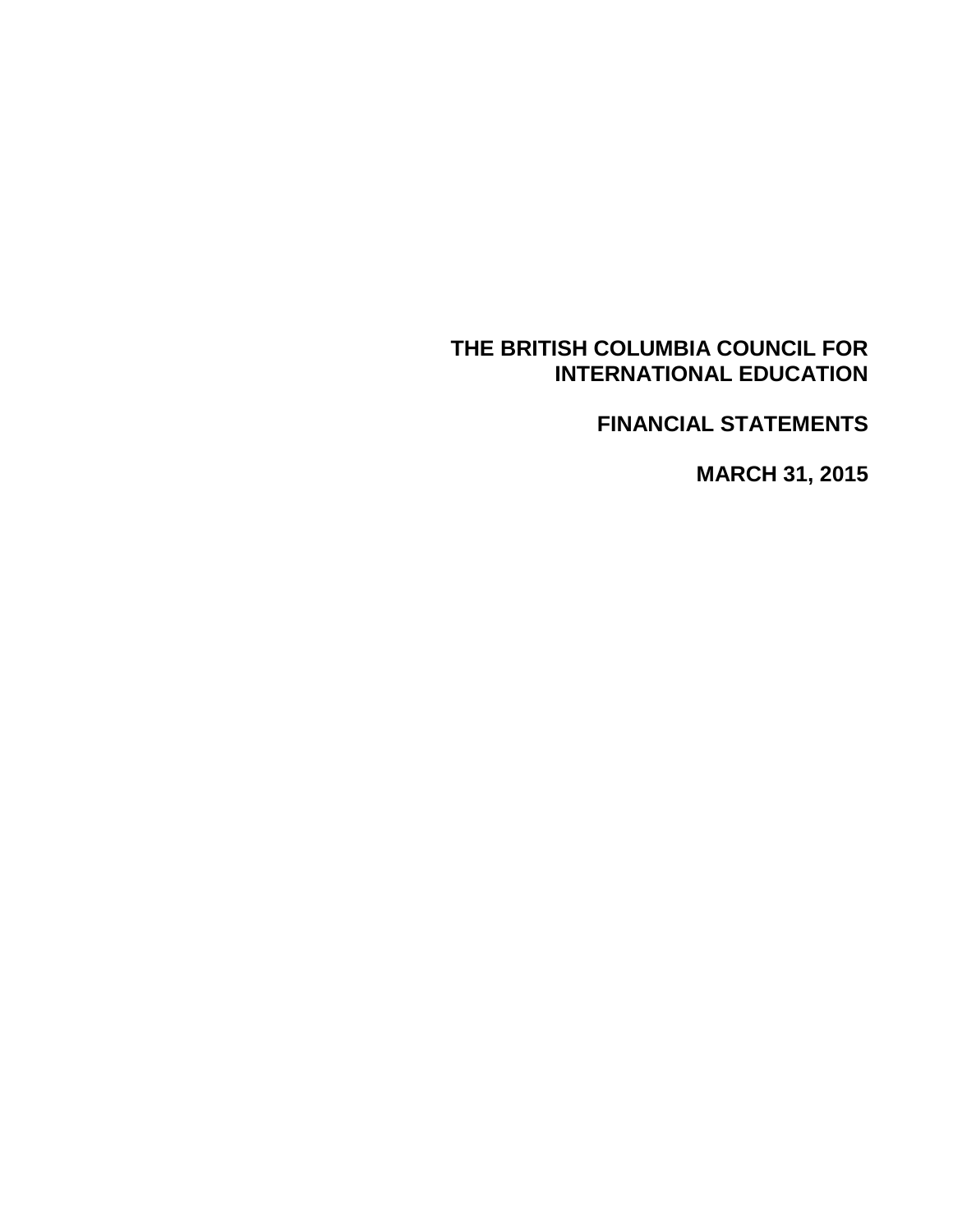# THE BRITISH COLUMBIA COUNCIL FOR INTERNATIONAL EDUCATION

## FINANCIAL STATEMENTS

## MARCH 31, 2015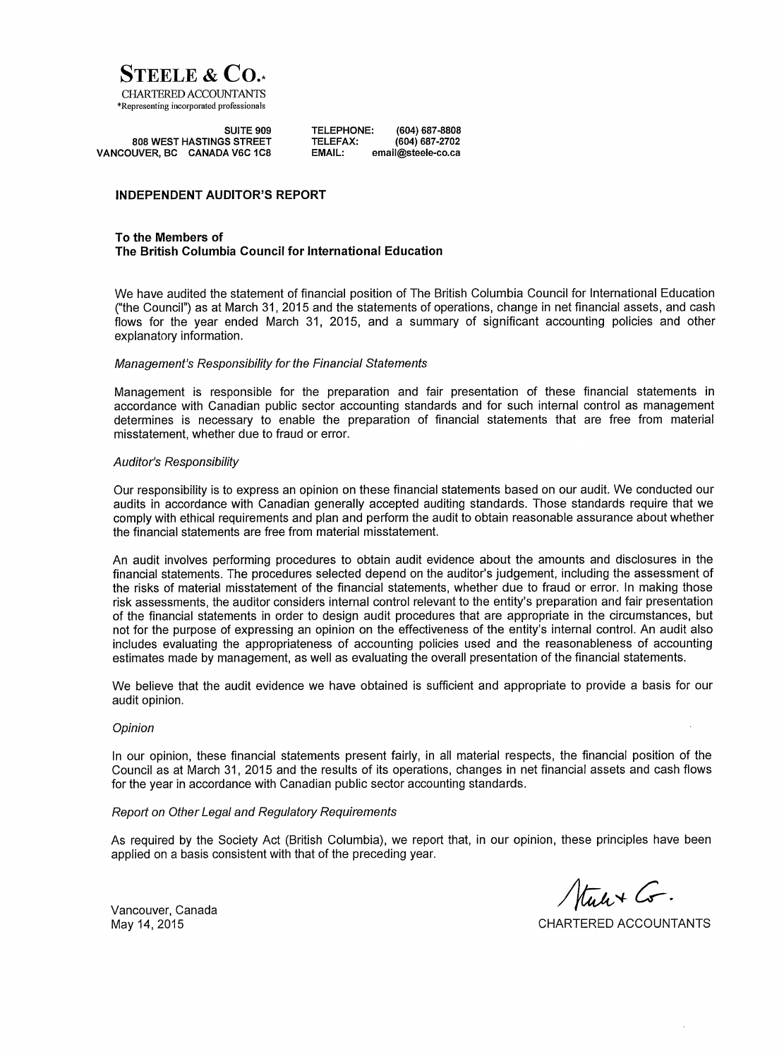**STEELE & CO.***

CHARTERED ACCOUNTANTS

*Representing incorporated professionals

SUITE 909
808 WEST HASTINGS STREET
VANCOUVER, BC CANADA V6C 1C8

TELEPHONE: (604) 687-8808
TELEFAX: (604) 687-2702
EMAIL: email@steele-co.ca

## INDEPENDENT AUDITOR'S REPORT

**To the Members of**
**The British Columbia Council for International Education**

We have audited the statement of financial position of The British Columbia Council for International Education ("the Council") as at March 31, 2015 and the statements of operations, change in net financial assets, and cash flows for the year ended March 31, 2015, and a summary of significant accounting policies and other explanatory information.

*Management's Responsibility for the Financial Statements*

Management is responsible for the preparation and fair presentation of these financial statements in accordance with Canadian public sector accounting standards and for such internal control as management determines is necessary to enable the preparation of financial statements that are free from material misstatement, whether due to fraud or error.

*Auditor's Responsibility*

Our responsibility is to express an opinion on these financial statements based on our audit. We conducted our audits in accordance with Canadian generally accepted auditing standards. Those standards require that we comply with ethical requirements and plan and perform the audit to obtain reasonable assurance about whether the financial statements are free from material misstatement.

An audit involves performing procedures to obtain audit evidence about the amounts and disclosures in the financial statements. The procedures selected depend on the auditor's judgement, including the assessment of the risks of material misstatement of the financial statements, whether due to fraud or error. In making those risk assessments, the auditor considers internal control relevant to the entity's preparation and fair presentation of the financial statements in order to design audit procedures that are appropriate in the circumstances, but not for the purpose of expressing an opinion on the effectiveness of the entity's internal control. An audit also includes evaluating the appropriateness of accounting policies used and the reasonableness of accounting estimates made by management, as well as evaluating the overall presentation of the financial statements.

We believe that the audit evidence we have obtained is sufficient and appropriate to provide a basis for our audit opinion.

*Opinion*

In our opinion, these financial statements present fairly, in all material respects, the financial position of the Council as at March 31, 2015 and the results of its operations, changes in net financial assets and cash flows for the year in accordance with Canadian public sector accounting standards.

*Report on Other Legal and Regulatory Requirements*

As required by the Society Act (British Columbia), we report that, in our opinion, these principles have been applied on a basis consistent with that of the preceding year.

Vancouver, Canada
May 14, 2015

Steele & Co.
CHARTERED ACCOUNTANTS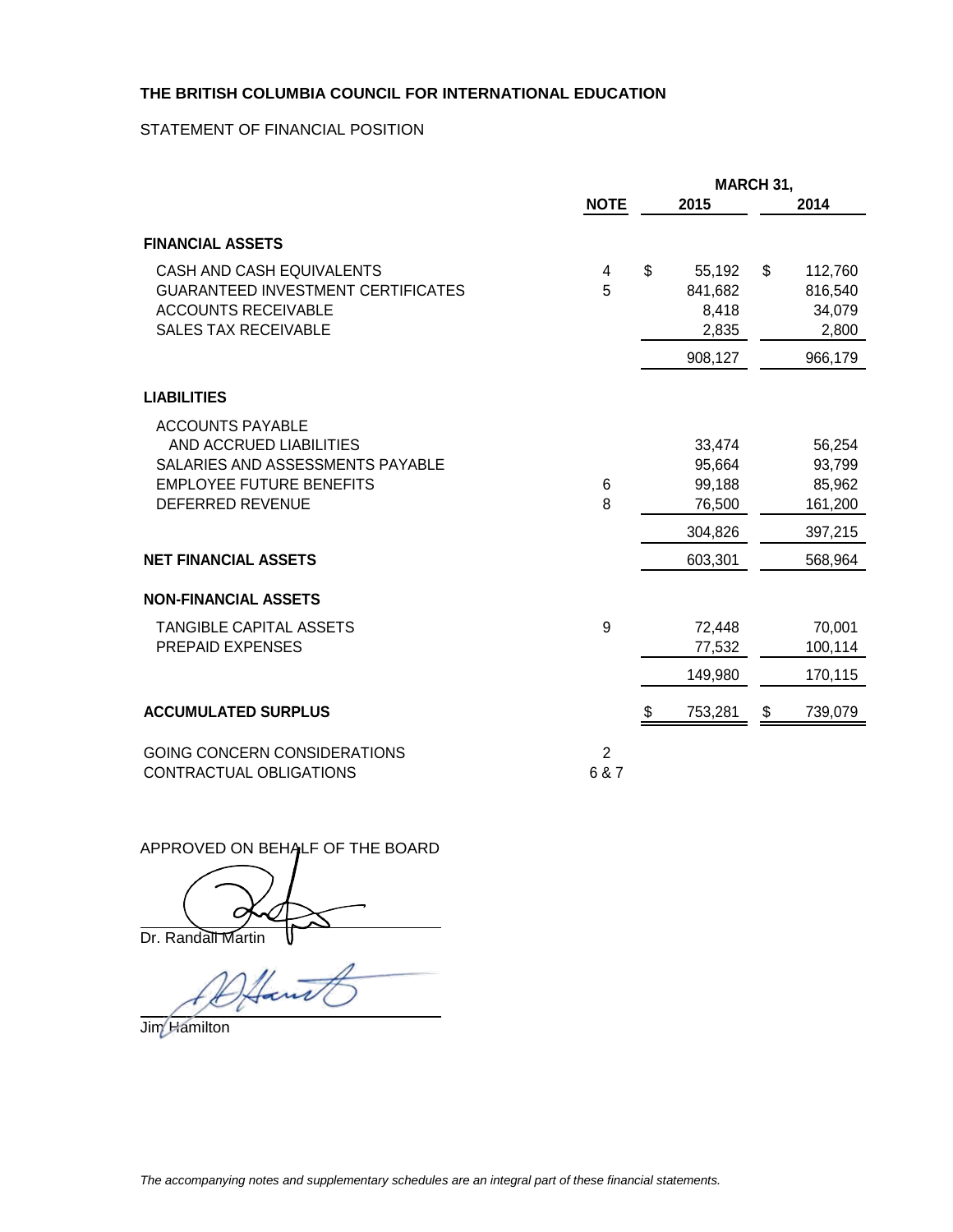**THE BRITISH COLUMBIA COUNCIL FOR INTERNATIONAL EDUCATION**

STATEMENT OF FINANCIAL POSITION

| | NOTE | MARCH 31, 2015 | MARCH 31, 2014 |
|---|---|---|---|
| **FINANCIAL ASSETS** | | | |
| CASH AND CASH EQUIVALENTS | 4 | $ 55,192 | $ 112,760 |
| GUARANTEED INVESTMENT CERTIFICATES | 5 | 841,682 | 816,540 |
| ACCOUNTS RECEIVABLE | | 8,418 | 34,079 |
| SALES TAX RECEIVABLE | | 2,835 | 2,800 |
| | | 908,127 | 966,179 |
| **LIABILITIES** | | | |
| ACCOUNTS PAYABLE AND ACCRUED LIABILITIES | | 33,474 | 56,254 |
| SALARIES AND ASSESSMENTS PAYABLE | | 95,664 | 93,799 |
| EMPLOYEE FUTURE BENEFITS | 6 | 99,188 | 85,962 |
| DEFERRED REVENUE | 8 | 76,500 | 161,200 |
| | | 304,826 | 397,215 |
| **NET FINANCIAL ASSETS** | | 603,301 | 568,964 |
| **NON-FINANCIAL ASSETS** | | | |
| TANGIBLE CAPITAL ASSETS | 9 | 72,448 | 70,001 |
| PREPAID EXPENSES | | 77,532 | 100,114 |
| | | 149,980 | 170,115 |
| **ACCUMULATED SURPLUS** | | $ 753,281 | $ 739,079 |

GOING CONCERN CONSIDERATIONS 2

CONTRACTUAL OBLIGATIONS 6 & 7

APPROVED ON BEHALF OF THE BOARD

Dr. Randall Martin

Jim Hamilton

*The accompanying notes and supplementary schedules are an integral part of these financial statements.*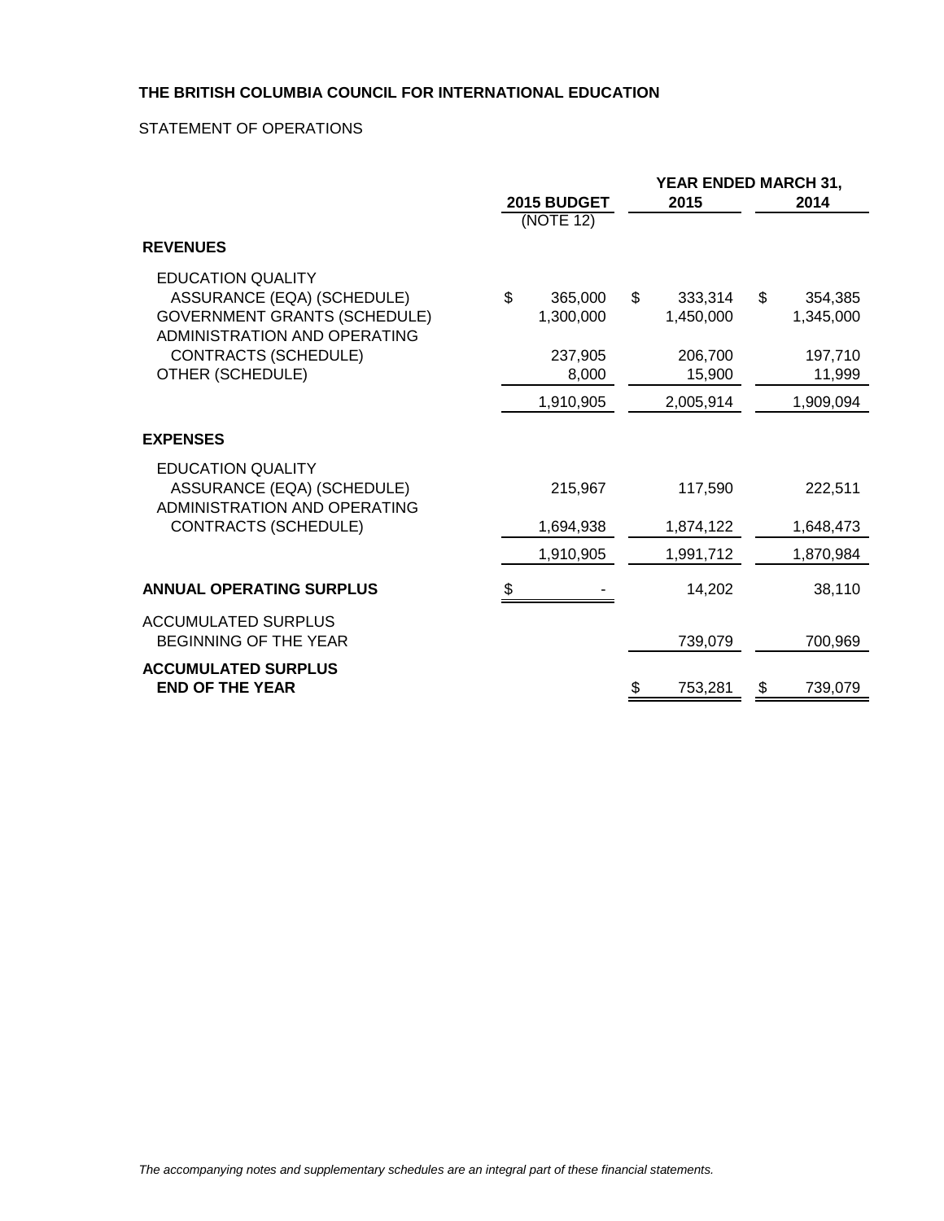**THE BRITISH COLUMBIA COUNCIL FOR INTERNATIONAL EDUCATION**

STATEMENT OF OPERATIONS

| | 2015 BUDGET (NOTE 12) | YEAR ENDED MARCH 31, 2015 | 2014 |
|---|---|---|---|
| **REVENUES** | | | |
| EDUCATION QUALITY ASSURANCE (EQA) (SCHEDULE) | $ 365,000 | $ 333,314 | $ 354,385 |
| GOVERNMENT GRANTS (SCHEDULE) | 1,300,000 | 1,450,000 | 1,345,000 |
| ADMINISTRATION AND OPERATING CONTRACTS (SCHEDULE) | 237,905 | 206,700 | 197,710 |
| OTHER (SCHEDULE) | 8,000 | 15,900 | 11,999 |
| | 1,910,905 | 2,005,914 | 1,909,094 |
| **EXPENSES** | | | |
| EDUCATION QUALITY ASSURANCE (EQA) (SCHEDULE) | 215,967 | 117,590 | 222,511 |
| ADMINISTRATION AND OPERATING CONTRACTS (SCHEDULE) | 1,694,938 | 1,874,122 | 1,648,473 |
| | 1,910,905 | 1,991,712 | 1,870,984 |
| **ANNUAL OPERATING SURPLUS** | $ - | 14,202 | 38,110 |
| ACCUMULATED SURPLUS BEGINNING OF THE YEAR | | 739,079 | 700,969 |
| **ACCUMULATED SURPLUS END OF THE YEAR** | | $ 753,281 | $ 739,079 |

*The accompanying notes and supplementary schedules are an integral part of these financial statements.*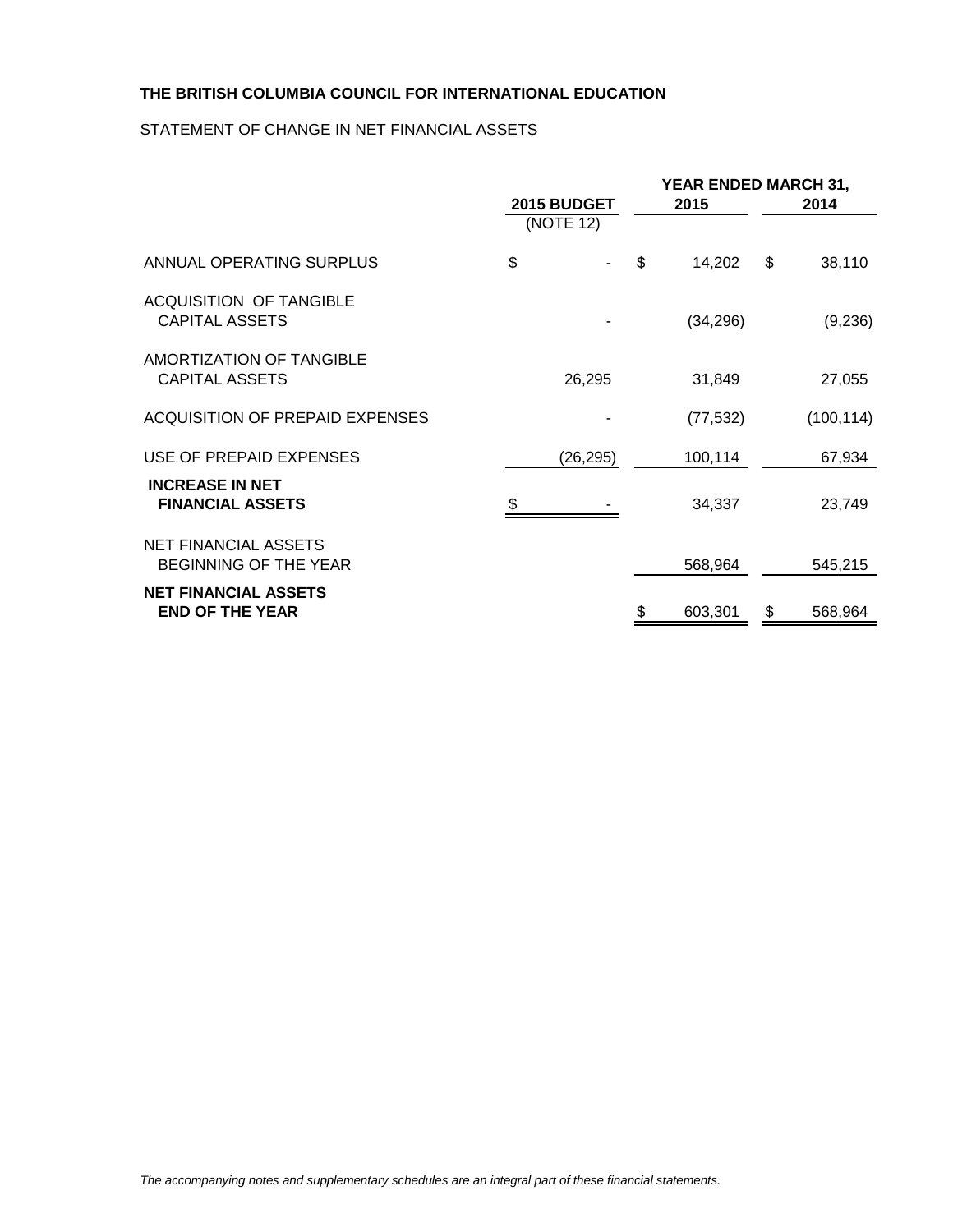**THE BRITISH COLUMBIA COUNCIL FOR INTERNATIONAL EDUCATION**

STATEMENT OF CHANGE IN NET FINANCIAL ASSETS

| | 2015 BUDGET (NOTE 12) | YEAR ENDED MARCH 31, 2015 | 2014 |
|---|---|---|---|
| ANNUAL OPERATING SURPLUS | $ - | $ 14,202 | $ 38,110 |
| ACQUISITION OF TANGIBLE CAPITAL ASSETS | - | (34,296) | (9,236) |
| AMORTIZATION OF TANGIBLE CAPITAL ASSETS | 26,295 | 31,849 | 27,055 |
| ACQUISITION OF PREPAID EXPENSES | - | (77,532) | (100,114) |
| USE OF PREPAID EXPENSES | (26,295) | 100,114 | 67,934 |
| **INCREASE IN NET FINANCIAL ASSETS** | $ - | 34,337 | 23,749 |
| NET FINANCIAL ASSETS BEGINNING OF THE YEAR | | 568,964 | 545,215 |
| **NET FINANCIAL ASSETS END OF THE YEAR** | | $ 603,301 | $ 568,964 |

*The accompanying notes and supplementary schedules are an integral part of these financial statements.*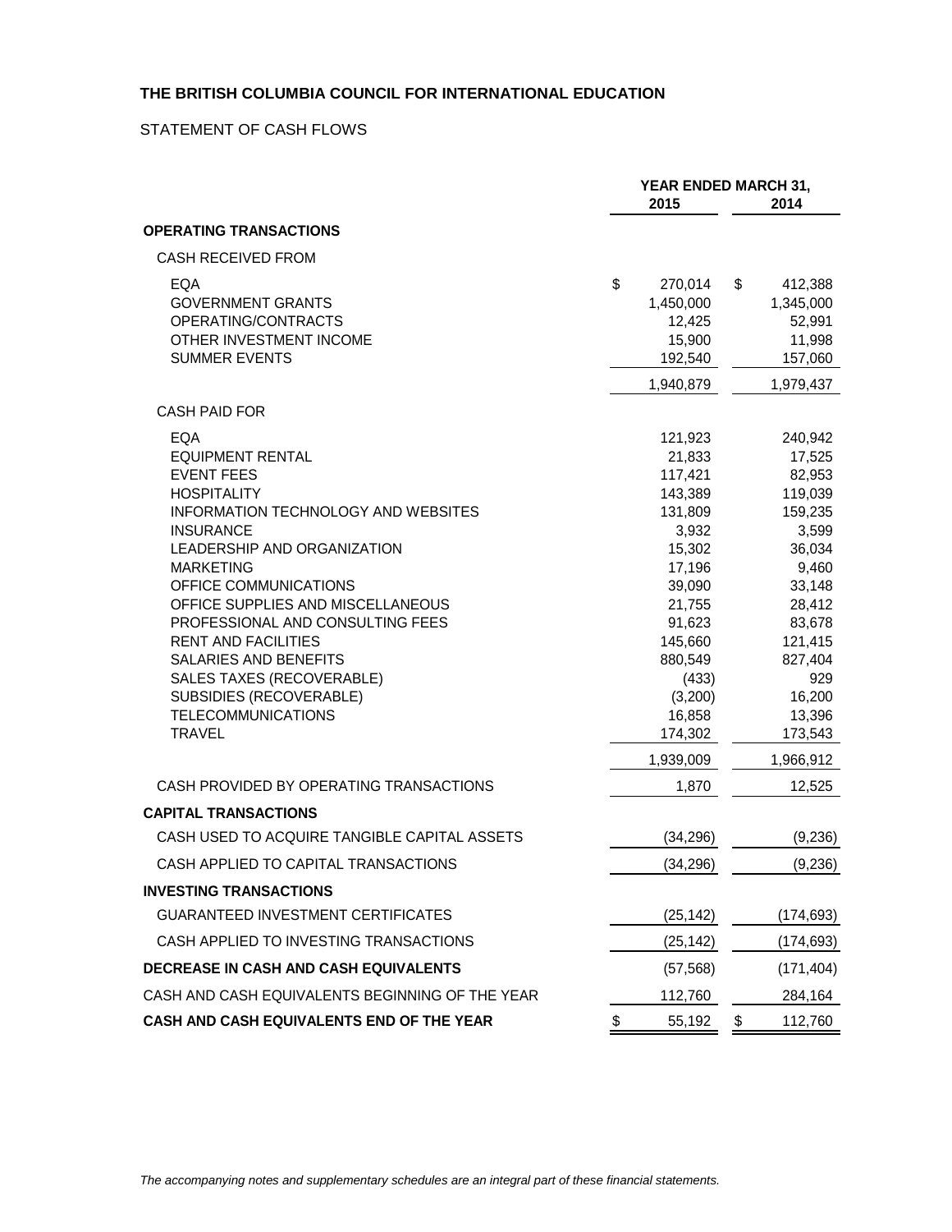**THE BRITISH COLUMBIA COUNCIL FOR INTERNATIONAL EDUCATION**

STATEMENT OF CASH FLOWS

| | YEAR ENDED MARCH 31, 2015 | 2014 |
|---|---|---|
| **OPERATING TRANSACTIONS** | | |
| CASH RECEIVED FROM | | |
| EQA | $ 270,014 | $ 412,388 |
| GOVERNMENT GRANTS | 1,450,000 | 1,345,000 |
| OPERATING/CONTRACTS | 12,425 | 52,991 |
| OTHER INVESTMENT INCOME | 15,900 | 11,998 |
| SUMMER EVENTS | 192,540 | 157,060 |
| | 1,940,879 | 1,979,437 |
| CASH PAID FOR | | |
| EQA | 121,923 | 240,942 |
| EQUIPMENT RENTAL | 21,833 | 17,525 |
| EVENT FEES | 117,421 | 82,953 |
| HOSPITALITY | 143,389 | 119,039 |
| INFORMATION TECHNOLOGY AND WEBSITES | 131,809 | 159,235 |
| INSURANCE | 3,932 | 3,599 |
| LEADERSHIP AND ORGANIZATION | 15,302 | 36,034 |
| MARKETING | 17,196 | 9,460 |
| OFFICE COMMUNICATIONS | 39,090 | 33,148 |
| OFFICE SUPPLIES AND MISCELLANEOUS | 21,755 | 28,412 |
| PROFESSIONAL AND CONSULTING FEES | 91,623 | 83,678 |
| RENT AND FACILITIES | 145,660 | 121,415 |
| SALARIES AND BENEFITS | 880,549 | 827,404 |
| SALES TAXES (RECOVERABLE) | (433) | 929 |
| SUBSIDIES (RECOVERABLE) | (3,200) | 16,200 |
| TELECOMMUNICATIONS | 16,858 | 13,396 |
| TRAVEL | 174,302 | 173,543 |
| | 1,939,009 | 1,966,912 |
| CASH PROVIDED BY OPERATING TRANSACTIONS | 1,870 | 12,525 |
| **CAPITAL TRANSACTIONS** | | |
| CASH USED TO ACQUIRE TANGIBLE CAPITAL ASSETS | (34,296) | (9,236) |
| CASH APPLIED TO CAPITAL TRANSACTIONS | (34,296) | (9,236) |
| **INVESTING TRANSACTIONS** | | |
| GUARANTEED INVESTMENT CERTIFICATES | (25,142) | (174,693) |
| CASH APPLIED TO INVESTING TRANSACTIONS | (25,142) | (174,693) |
| **DECREASE IN CASH AND CASH EQUIVALENTS** | (57,568) | (171,404) |
| CASH AND CASH EQUIVALENTS BEGINNING OF THE YEAR | 112,760 | 284,164 |
| **CASH AND CASH EQUIVALENTS END OF THE YEAR** | $ 55,192 | $ 112,760 |

*The accompanying notes and supplementary schedules are an integral part of these financial statements.*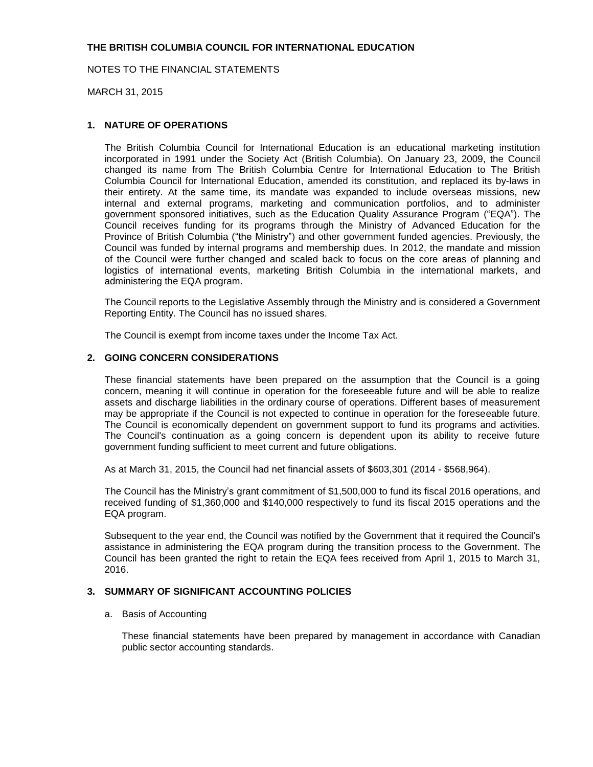**THE BRITISH COLUMBIA COUNCIL FOR INTERNATIONAL EDUCATION**

NOTES TO THE FINANCIAL STATEMENTS

MARCH 31, 2015

## 1. NATURE OF OPERATIONS

The British Columbia Council for International Education is an educational marketing institution incorporated in 1991 under the Society Act (British Columbia). On January 23, 2009, the Council changed its name from The British Columbia Centre for International Education to The British Columbia Council for International Education, amended its constitution, and replaced its by-laws in their entirety. At the same time, its mandate was expanded to include overseas missions, new internal and external programs, marketing and communication portfolios, and to administer government sponsored initiatives, such as the Education Quality Assurance Program ("EQA"). The Council receives funding for its programs through the Ministry of Advanced Education for the Province of British Columbia ("the Ministry") and other government funded agencies. Previously, the Council was funded by internal programs and membership dues. In 2012, the mandate and mission of the Council were further changed and scaled back to focus on the core areas of planning and logistics of international events, marketing British Columbia in the international markets, and administering the EQA program.

The Council reports to the Legislative Assembly through the Ministry and is considered a Government Reporting Entity. The Council has no issued shares.

The Council is exempt from income taxes under the Income Tax Act.

## 2. GOING CONCERN CONSIDERATIONS

These financial statements have been prepared on the assumption that the Council is a going concern, meaning it will continue in operation for the foreseeable future and will be able to realize assets and discharge liabilities in the ordinary course of operations. Different bases of measurement may be appropriate if the Council is not expected to continue in operation for the foreseeable future. The Council is economically dependent on government support to fund its programs and activities. The Council's continuation as a going concern is dependent upon its ability to receive future government funding sufficient to meet current and future obligations.

As at March 31, 2015, the Council had net financial assets of $603,301 (2014 - $568,964).

The Council has the Ministry's grant commitment of $1,500,000 to fund its fiscal 2016 operations, and received funding of $1,360,000 and $140,000 respectively to fund its fiscal 2015 operations and the EQA program.

Subsequent to the year end, the Council was notified by the Government that it required the Council's assistance in administering the EQA program during the transition process to the Government. The Council has been granted the right to retain the EQA fees received from April 1, 2015 to March 31, 2016.

## 3. SUMMARY OF SIGNIFICANT ACCOUNTING POLICIES

a. Basis of Accounting

These financial statements have been prepared by management in accordance with Canadian public sector accounting standards.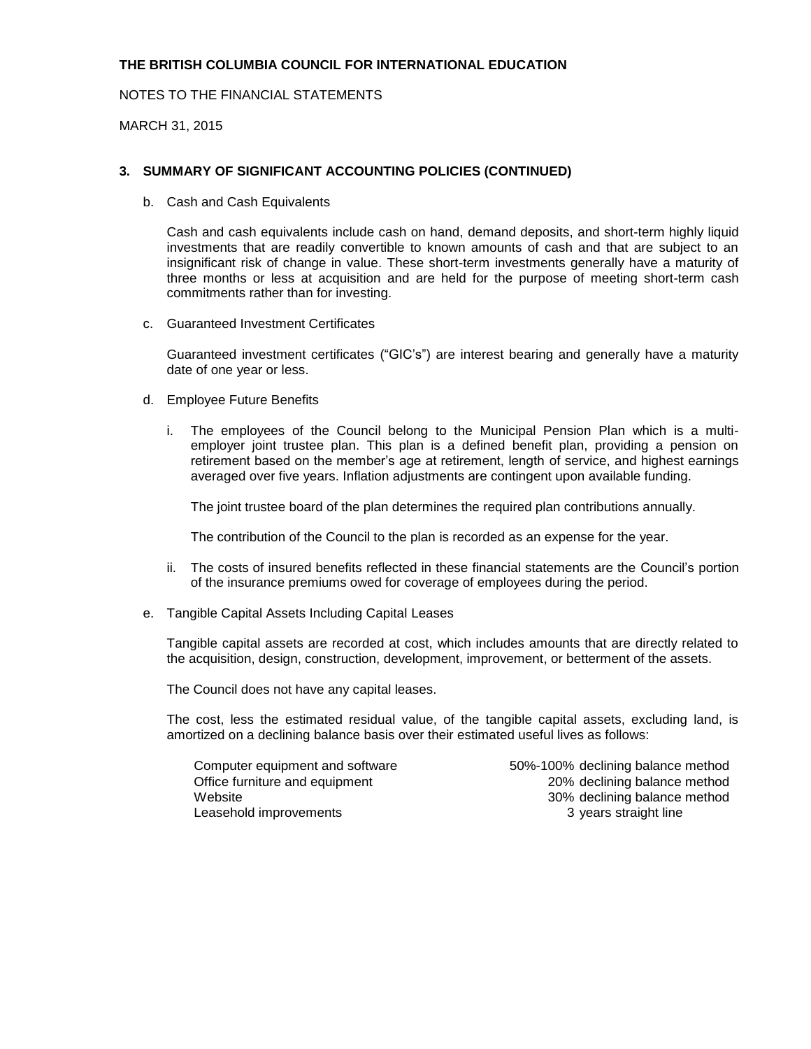**THE BRITISH COLUMBIA COUNCIL FOR INTERNATIONAL EDUCATION**

NOTES TO THE FINANCIAL STATEMENTS

MARCH 31, 2015

## 3. SUMMARY OF SIGNIFICANT ACCOUNTING POLICIES (CONTINUED)

b. Cash and Cash Equivalents

Cash and cash equivalents include cash on hand, demand deposits, and short-term highly liquid investments that are readily convertible to known amounts of cash and that are subject to an insignificant risk of change in value. These short-term investments generally have a maturity of three months or less at acquisition and are held for the purpose of meeting short-term cash commitments rather than for investing.

c. Guaranteed Investment Certificates

Guaranteed investment certificates ("GIC's") are interest bearing and generally have a maturity date of one year or less.

d. Employee Future Benefits

i. The employees of the Council belong to the Municipal Pension Plan which is a multi-employer joint trustee plan. This plan is a defined benefit plan, providing a pension on retirement based on the member's age at retirement, length of service, and highest earnings averaged over five years. Inflation adjustments are contingent upon available funding.

The joint trustee board of the plan determines the required plan contributions annually.

The contribution of the Council to the plan is recorded as an expense for the year.

ii. The costs of insured benefits reflected in these financial statements are the Council's portion of the insurance premiums owed for coverage of employees during the period.

e. Tangible Capital Assets Including Capital Leases

Tangible capital assets are recorded at cost, which includes amounts that are directly related to the acquisition, design, construction, development, improvement, or betterment of the assets.

The Council does not have any capital leases.

The cost, less the estimated residual value, of the tangible capital assets, excluding land, is amortized on a declining balance basis over their estimated useful lives as follows:

| | |
|---|---|
| Computer equipment and software | 50%-100% declining balance method |
| Office furniture and equipment | 20% declining balance method |
| Website | 30% declining balance method |
| Leasehold improvements | 3 years straight line |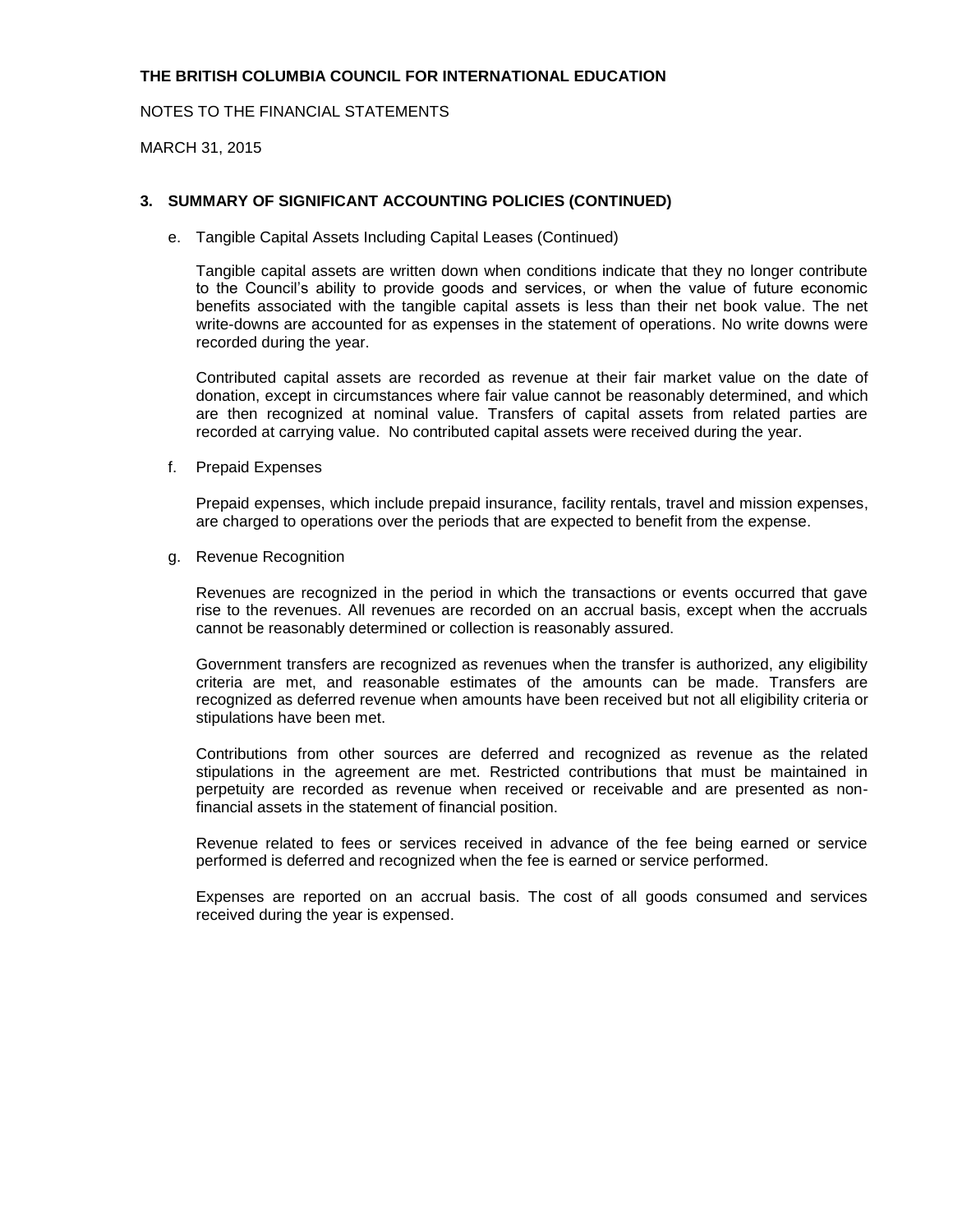**THE BRITISH COLUMBIA COUNCIL FOR INTERNATIONAL EDUCATION**

NOTES TO THE FINANCIAL STATEMENTS

MARCH 31, 2015

### 3. SUMMARY OF SIGNIFICANT ACCOUNTING POLICIES (CONTINUED)

e. Tangible Capital Assets Including Capital Leases (Continued)

Tangible capital assets are written down when conditions indicate that they no longer contribute to the Council's ability to provide goods and services, or when the value of future economic benefits associated with the tangible capital assets is less than their net book value. The net write-downs are accounted for as expenses in the statement of operations. No write downs were recorded during the year.

Contributed capital assets are recorded as revenue at their fair market value on the date of donation, except in circumstances where fair value cannot be reasonably determined, and which are then recognized at nominal value. Transfers of capital assets from related parties are recorded at carrying value. No contributed capital assets were received during the year.

f. Prepaid Expenses

Prepaid expenses, which include prepaid insurance, facility rentals, travel and mission expenses, are charged to operations over the periods that are expected to benefit from the expense.

g. Revenue Recognition

Revenues are recognized in the period in which the transactions or events occurred that gave rise to the revenues. All revenues are recorded on an accrual basis, except when the accruals cannot be reasonably determined or collection is reasonably assured.

Government transfers are recognized as revenues when the transfer is authorized, any eligibility criteria are met, and reasonable estimates of the amounts can be made. Transfers are recognized as deferred revenue when amounts have been received but not all eligibility criteria or stipulations have been met.

Contributions from other sources are deferred and recognized as revenue as the related stipulations in the agreement are met. Restricted contributions that must be maintained in perpetuity are recorded as revenue when received or receivable and are presented as non-financial assets in the statement of financial position.

Revenue related to fees or services received in advance of the fee being earned or service performed is deferred and recognized when the fee is earned or service performed.

Expenses are reported on an accrual basis. The cost of all goods consumed and services received during the year is expensed.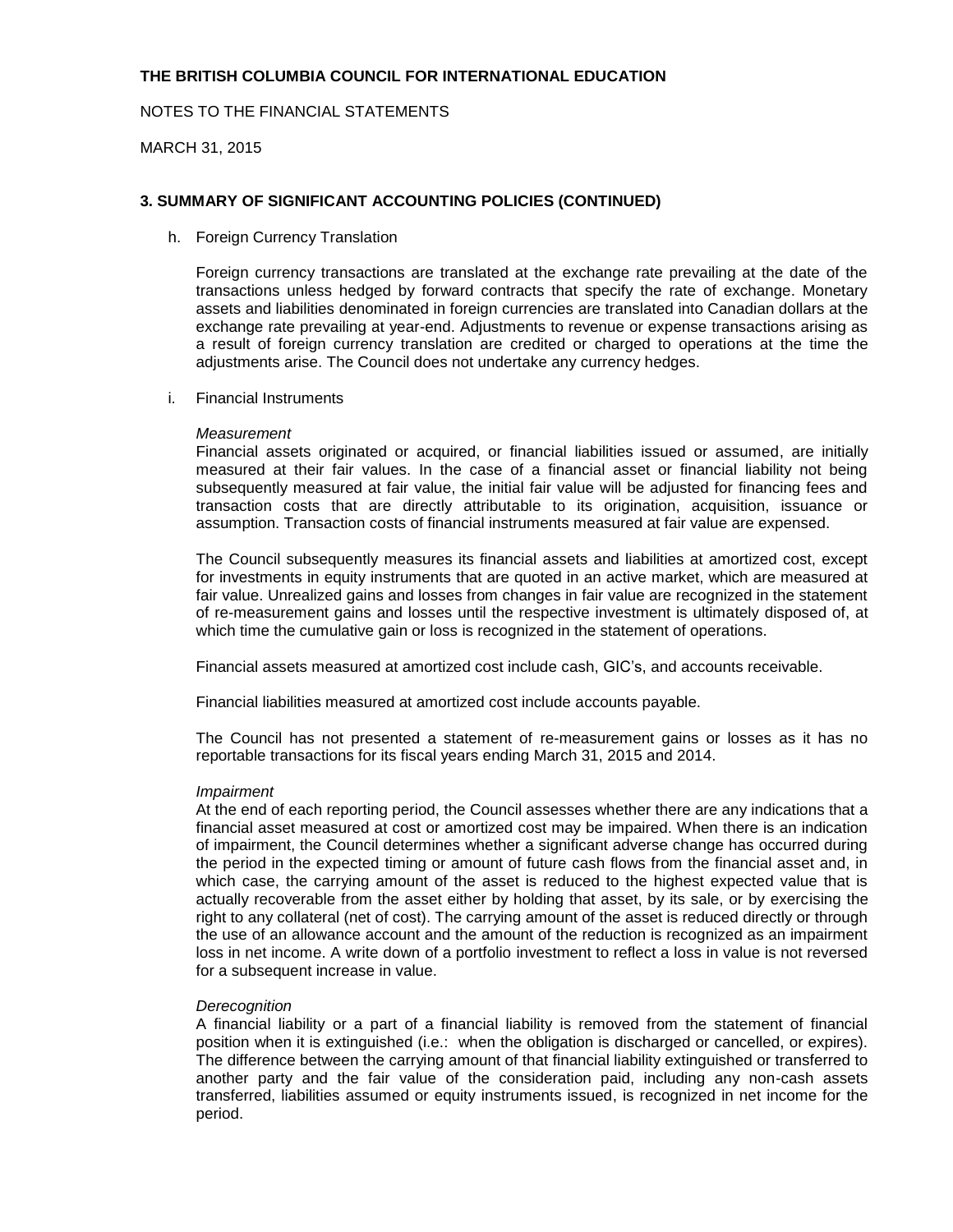**THE BRITISH COLUMBIA COUNCIL FOR INTERNATIONAL EDUCATION**

NOTES TO THE FINANCIAL STATEMENTS

MARCH 31, 2015

## 3. SUMMARY OF SIGNIFICANT ACCOUNTING POLICIES (CONTINUED)

h. Foreign Currency Translation

Foreign currency transactions are translated at the exchange rate prevailing at the date of the transactions unless hedged by forward contracts that specify the rate of exchange. Monetary assets and liabilities denominated in foreign currencies are translated into Canadian dollars at the exchange rate prevailing at year-end. Adjustments to revenue or expense transactions arising as a result of foreign currency translation are credited or charged to operations at the time the adjustments arise. The Council does not undertake any currency hedges.

i. Financial Instruments

*Measurement*
Financial assets originated or acquired, or financial liabilities issued or assumed, are initially measured at their fair values. In the case of a financial asset or financial liability not being subsequently measured at fair value, the initial fair value will be adjusted for financing fees and transaction costs that are directly attributable to its origination, acquisition, issuance or assumption. Transaction costs of financial instruments measured at fair value are expensed.

The Council subsequently measures its financial assets and liabilities at amortized cost, except for investments in equity instruments that are quoted in an active market, which are measured at fair value. Unrealized gains and losses from changes in fair value are recognized in the statement of re-measurement gains and losses until the respective investment is ultimately disposed of, at which time the cumulative gain or loss is recognized in the statement of operations.

Financial assets measured at amortized cost include cash, GIC's, and accounts receivable.

Financial liabilities measured at amortized cost include accounts payable.

The Council has not presented a statement of re-measurement gains or losses as it has no reportable transactions for its fiscal years ending March 31, 2015 and 2014.

*Impairment*
At the end of each reporting period, the Council assesses whether there are any indications that a financial asset measured at cost or amortized cost may be impaired. When there is an indication of impairment, the Council determines whether a significant adverse change has occurred during the period in the expected timing or amount of future cash flows from the financial asset and, in which case, the carrying amount of the asset is reduced to the highest expected value that is actually recoverable from the asset either by holding that asset, by its sale, or by exercising the right to any collateral (net of cost). The carrying amount of the asset is reduced directly or through the use of an allowance account and the amount of the reduction is recognized as an impairment loss in net income. A write down of a portfolio investment to reflect a loss in value is not reversed for a subsequent increase in value.

*Derecognition*
A financial liability or a part of a financial liability is removed from the statement of financial position when it is extinguished (i.e.: when the obligation is discharged or cancelled, or expires). The difference between the carrying amount of that financial liability extinguished or transferred to another party and the fair value of the consideration paid, including any non-cash assets transferred, liabilities assumed or equity instruments issued, is recognized in net income for the period.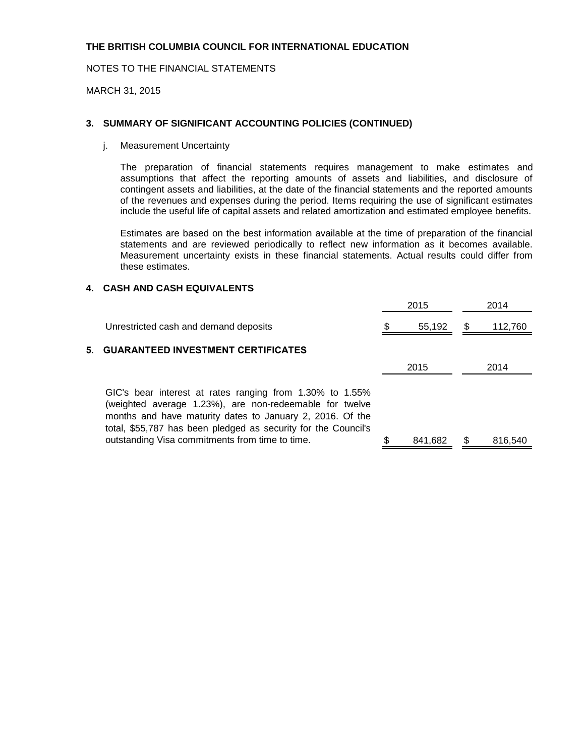**THE BRITISH COLUMBIA COUNCIL FOR INTERNATIONAL EDUCATION**

NOTES TO THE FINANCIAL STATEMENTS

MARCH 31, 2015

## 3. SUMMARY OF SIGNIFICANT ACCOUNTING POLICIES (CONTINUED)

j. Measurement Uncertainty

The preparation of financial statements requires management to make estimates and assumptions that affect the reporting amounts of assets and liabilities, and disclosure of contingent assets and liabilities, at the date of the financial statements and the reported amounts of the revenues and expenses during the period. Items requiring the use of significant estimates include the useful life of capital assets and related amortization and estimated employee benefits.

Estimates are based on the best information available at the time of preparation of the financial statements and are reviewed periodically to reflect new information as it becomes available. Measurement uncertainty exists in these financial statements. Actual results could differ from these estimates.

## 4. CASH AND CASH EQUIVALENTS

| | 2015 | 2014 |
|---|---|---|
| Unrestricted cash and demand deposits | $ 55,192 | $ 112,760 |

## 5. GUARANTEED INVESTMENT CERTIFICATES

| | 2015 | 2014 |
|---|---|---|
| GIC's bear interest at rates ranging from 1.30% to 1.55% (weighted average 1.23%), are non-redeemable for twelve months and have maturity dates to January 2, 2016. Of the total, $55,787 has been pledged as security for the Council's outstanding Visa commitments from time to time. | $ 841,682 | $ 816,540 |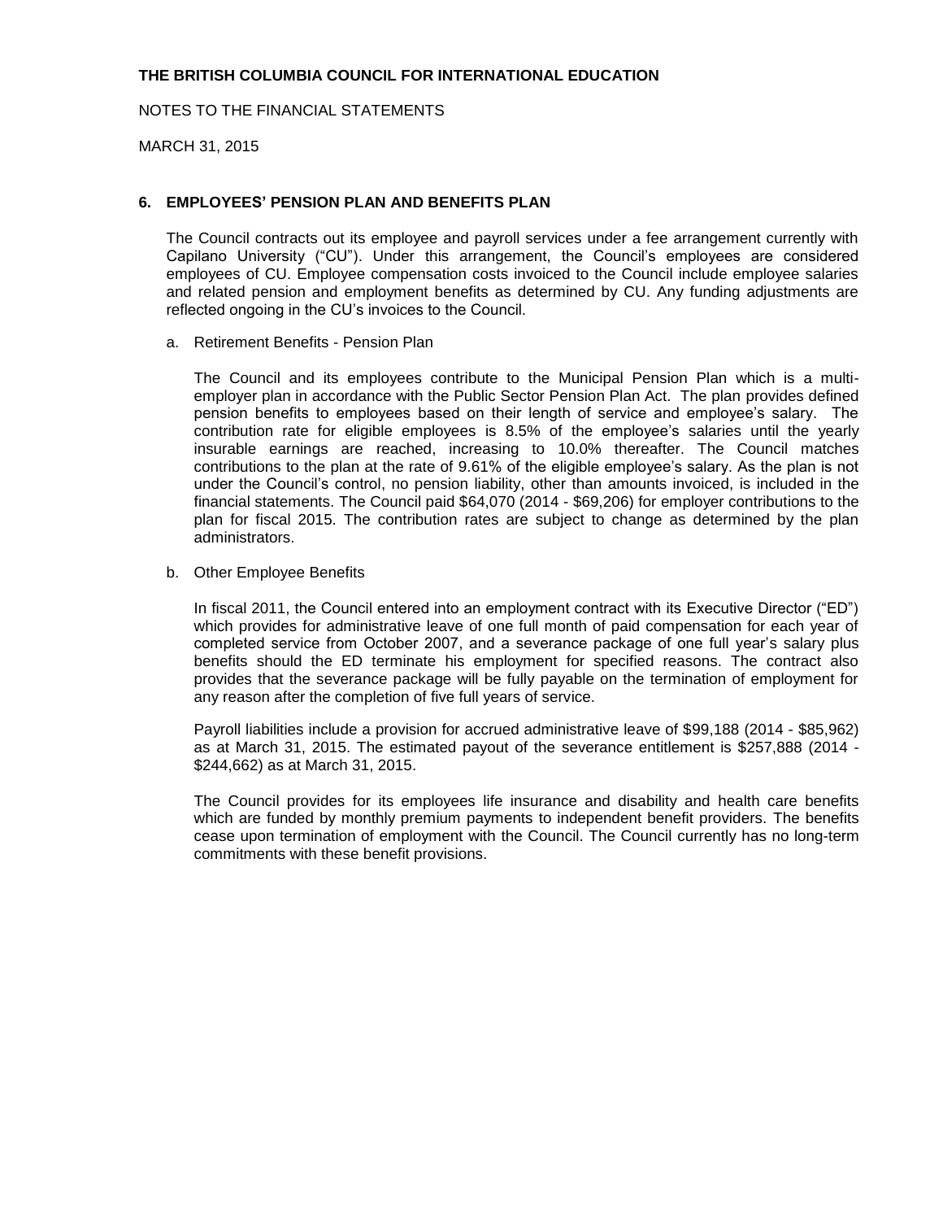**THE BRITISH COLUMBIA COUNCIL FOR INTERNATIONAL EDUCATION**

NOTES TO THE FINANCIAL STATEMENTS

MARCH 31, 2015

## 6. EMPLOYEES' PENSION PLAN AND BENEFITS PLAN

The Council contracts out its employee and payroll services under a fee arrangement currently with Capilano University ("CU"). Under this arrangement, the Council's employees are considered employees of CU. Employee compensation costs invoiced to the Council include employee salaries and related pension and employment benefits as determined by CU. Any funding adjustments are reflected ongoing in the CU's invoices to the Council.

a. Retirement Benefits - Pension Plan

The Council and its employees contribute to the Municipal Pension Plan which is a multi-employer plan in accordance with the Public Sector Pension Plan Act. The plan provides defined pension benefits to employees based on their length of service and employee's salary. The contribution rate for eligible employees is 8.5% of the employee's salaries until the yearly insurable earnings are reached, increasing to 10.0% thereafter. The Council matches contributions to the plan at the rate of 9.61% of the eligible employee's salary. As the plan is not under the Council's control, no pension liability, other than amounts invoiced, is included in the financial statements. The Council paid $64,070 (2014 - $69,206) for employer contributions to the plan for fiscal 2015. The contribution rates are subject to change as determined by the plan administrators.

b. Other Employee Benefits

In fiscal 2011, the Council entered into an employment contract with its Executive Director ("ED") which provides for administrative leave of one full month of paid compensation for each year of completed service from October 2007, and a severance package of one full year's salary plus benefits should the ED terminate his employment for specified reasons. The contract also provides that the severance package will be fully payable on the termination of employment for any reason after the completion of five full years of service.

Payroll liabilities include a provision for accrued administrative leave of $99,188 (2014 - $85,962) as at March 31, 2015. The estimated payout of the severance entitlement is $257,888 (2014 - $244,662) as at March 31, 2015.

The Council provides for its employees life insurance and disability and health care benefits which are funded by monthly premium payments to independent benefit providers. The benefits cease upon termination of employment with the Council. The Council currently has no long-term commitments with these benefit provisions.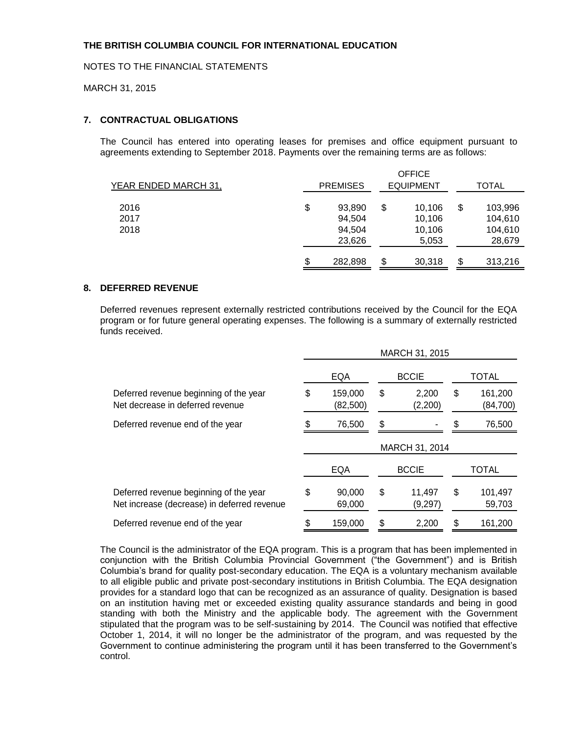**THE BRITISH COLUMBIA COUNCIL FOR INTERNATIONAL EDUCATION**

NOTES TO THE FINANCIAL STATEMENTS

MARCH 31, 2015

## 7. CONTRACTUAL OBLIGATIONS

The Council has entered into operating leases for premises and office equipment pursuant to agreements extending to September 2018. Payments over the remaining terms are as follows:

| YEAR ENDED MARCH 31, | PREMISES | OFFICE EQUIPMENT | TOTAL |
|---|---|---|---|
| 2016 | $ 93,890 | $ 10,106 | $ 103,996 |
| 2017 | 94,504 | 10,106 | 104,610 |
| 2018 | 94,504 | 10,106 | 104,610 |
| | 23,626 | 5,053 | 28,679 |
| | $ 282,898 | $ 30,318 | $ 313,216 |

## 8. DEFERRED REVENUE

Deferred revenues represent externally restricted contributions received by the Council for the EQA program or for future general operating expenses. The following is a summary of externally restricted funds received.

| | MARCH 31, 2015 | | |
|---|---|---|---|
| | EQA | BCCIE | TOTAL |
| Deferred revenue beginning of the year | $ 159,000 | $ 2,200 | $ 161,200 |
| Net decrease in deferred revenue | (82,500) | (2,200) | (84,700) |
| Deferred revenue end of the year | $ 76,500 | $ - | $ 76,500 |

| | MARCH 31, 2014 | | |
|---|---|---|---|
| | EQA | BCCIE | TOTAL |
| Deferred revenue beginning of the year | $ 90,000 | $ 11,497 | $ 101,497 |
| Net increase (decrease) in deferred revenue | 69,000 | (9,297) | 59,703 |
| Deferred revenue end of the year | $ 159,000 | $ 2,200 | $ 161,200 |

The Council is the administrator of the EQA program. This is a program that has been implemented in conjunction with the British Columbia Provincial Government ("the Government") and is British Columbia's brand for quality post-secondary education. The EQA is a voluntary mechanism available to all eligible public and private post-secondary institutions in British Columbia. The EQA designation provides for a standard logo that can be recognized as an assurance of quality. Designation is based on an institution having met or exceeded existing quality assurance standards and being in good standing with both the Ministry and the applicable body. The agreement with the Government stipulated that the program was to be self-sustaining by 2014. The Council was notified that effective October 1, 2014, it will no longer be the administrator of the program, and was requested by the Government to continue administering the program until it has been transferred to the Government's control.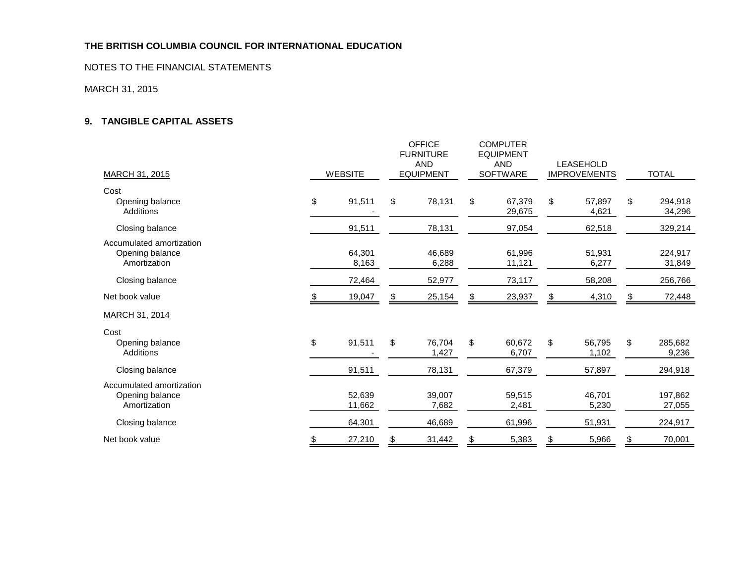**THE BRITISH COLUMBIA COUNCIL FOR INTERNATIONAL EDUCATION**

NOTES TO THE FINANCIAL STATEMENTS

MARCH 31, 2015

## 9. TANGIBLE CAPITAL ASSETS

| MARCH 31, 2015 | WEBSITE | OFFICE FURNITURE AND EQUIPMENT | COMPUTER EQUIPMENT AND SOFTWARE | LEASEHOLD IMPROVEMENTS | TOTAL |
|---|---|---|---|---|---|
| Cost | | | | | |
| Opening balance | $ 91,511 | $ 78,131 | $ 67,379 | $ 57,897 | $ 294,918 |
| Additions | - | | 29,675 | 4,621 | 34,296 |
| Closing balance | 91,511 | 78,131 | 97,054 | 62,518 | 329,214 |
| Accumulated amortization | | | | | |
| Opening balance | 64,301 | 46,689 | 61,996 | 51,931 | 224,917 |
| Amortization | 8,163 | 6,288 | 11,121 | 6,277 | 31,849 |
| Closing balance | 72,464 | 52,977 | 73,117 | 58,208 | 256,766 |
| Net book value | $ 19,047 | $ 25,154 | $ 23,937 | $ 4,310 | $ 72,448 |
| MARCH 31, 2014 | | | | | |
| Cost | | | | | |
| Opening balance | $ 91,511 | $ 76,704 | $ 60,672 | $ 56,795 | $ 285,682 |
| Additions | - | 1,427 | 6,707 | 1,102 | 9,236 |
| Closing balance | 91,511 | 78,131 | 67,379 | 57,897 | 294,918 |
| Accumulated amortization | | | | | |
| Opening balance | 52,639 | 39,007 | 59,515 | 46,701 | 197,862 |
| Amortization | 11,662 | 7,682 | 2,481 | 5,230 | 27,055 |
| Closing balance | 64,301 | 46,689 | 61,996 | 51,931 | 224,917 |
| Net book value | $ 27,210 | $ 31,442 | $ 5,383 | $ 5,966 | $ 70,001 |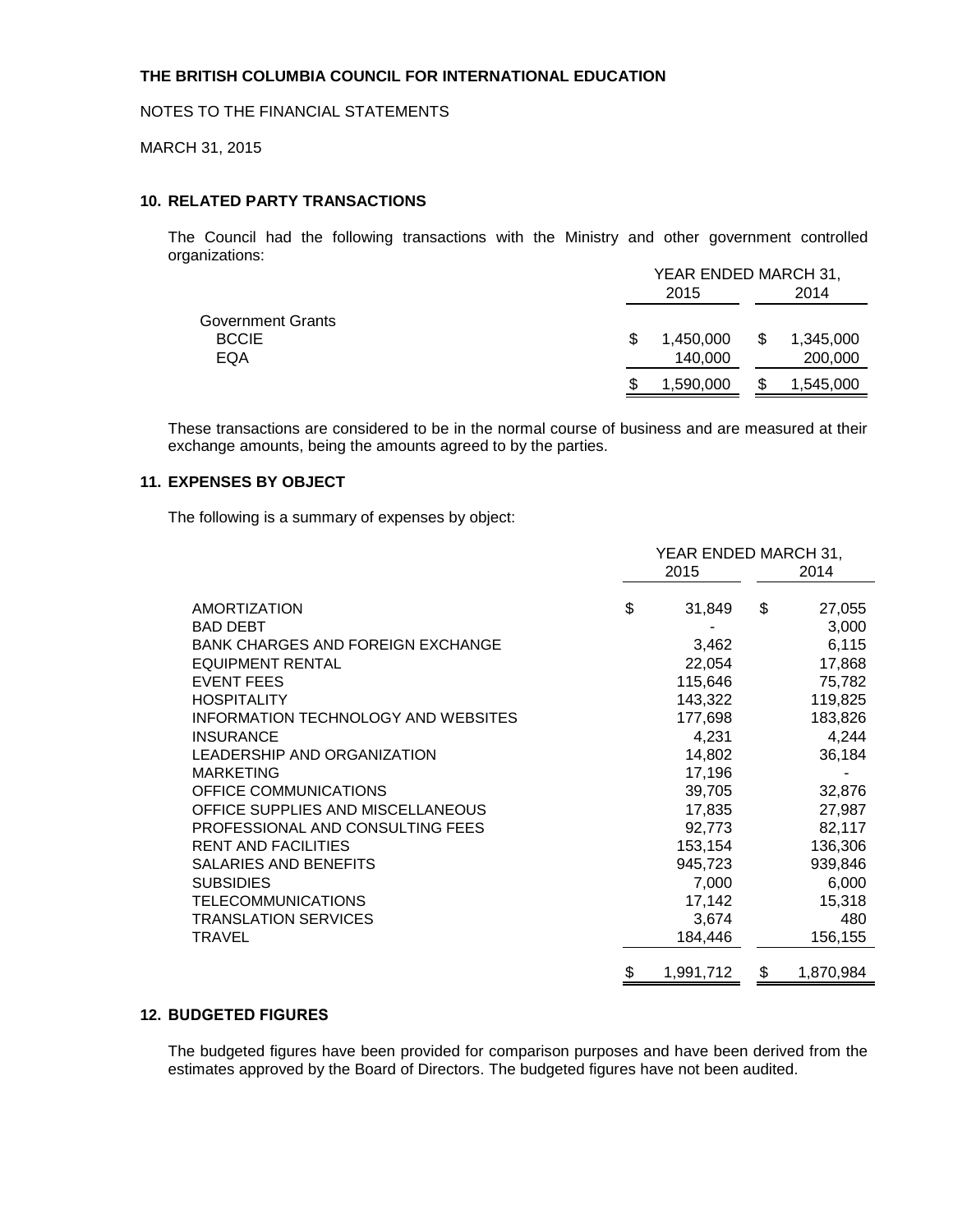**THE BRITISH COLUMBIA COUNCIL FOR INTERNATIONAL EDUCATION**

NOTES TO THE FINANCIAL STATEMENTS

MARCH 31, 2015

## 10. RELATED PARTY TRANSACTIONS

The Council had the following transactions with the Ministry and other government controlled organizations:

| | YEAR ENDED MARCH 31, 2015 | 2014 |
|---|---|---|
| Government Grants | | |
| BCCIE | $ 1,450,000 | $ 1,345,000 |
| EQA | 140,000 | 200,000 |
| | $ 1,590,000 | $ 1,545,000 |

These transactions are considered to be in the normal course of business and are measured at their exchange amounts, being the amounts agreed to by the parties.

## 11. EXPENSES BY OBJECT

The following is a summary of expenses by object:

| | YEAR ENDED MARCH 31, 2015 | 2014 |
|---|---|---|
| AMORTIZATION | $ 31,849 | $ 27,055 |
| BAD DEBT | - | 3,000 |
| BANK CHARGES AND FOREIGN EXCHANGE | 3,462 | 6,115 |
| EQUIPMENT RENTAL | 22,054 | 17,868 |
| EVENT FEES | 115,646 | 75,782 |
| HOSPITALITY | 143,322 | 119,825 |
| INFORMATION TECHNOLOGY AND WEBSITES | 177,698 | 183,826 |
| INSURANCE | 4,231 | 4,244 |
| LEADERSHIP AND ORGANIZATION | 14,802 | 36,184 |
| MARKETING | 17,196 | - |
| OFFICE COMMUNICATIONS | 39,705 | 32,876 |
| OFFICE SUPPLIES AND MISCELLANEOUS | 17,835 | 27,987 |
| PROFESSIONAL AND CONSULTING FEES | 92,773 | 82,117 |
| RENT AND FACILITIES | 153,154 | 136,306 |
| SALARIES AND BENEFITS | 945,723 | 939,846 |
| SUBSIDIES | 7,000 | 6,000 |
| TELECOMMUNICATIONS | 17,142 | 15,318 |
| TRANSLATION SERVICES | 3,674 | 480 |
| TRAVEL | 184,446 | 156,155 |
| | $ 1,991,712 | $ 1,870,984 |

## 12. BUDGETED FIGURES

The budgeted figures have been provided for comparison purposes and have been derived from the estimates approved by the Board of Directors. The budgeted figures have not been audited.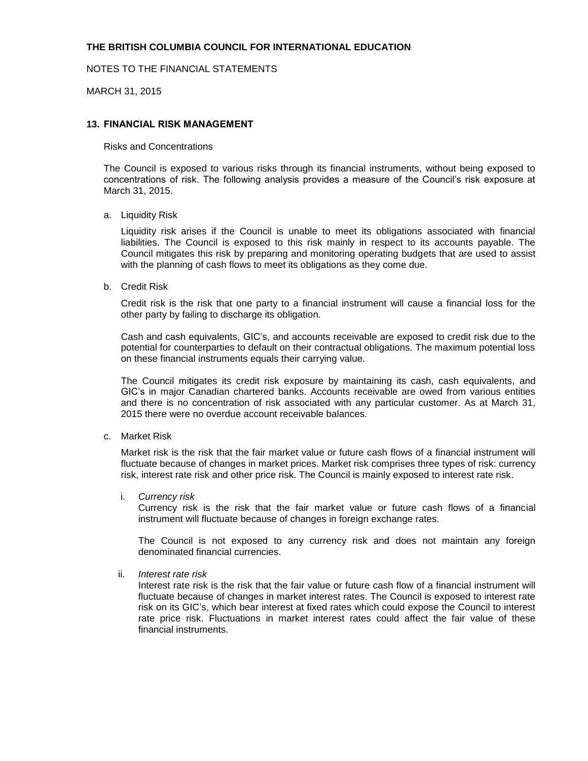# THE BRITISH COLUMBIA COUNCIL FOR INTERNATIONAL EDUCATION

NOTES TO THE FINANCIAL STATEMENTS

MARCH 31, 2015

## 13. FINANCIAL RISK MANAGEMENT

Risks and Concentrations

The Council is exposed to various risks through its financial instruments, without being exposed to concentrations of risk. The following analysis provides a measure of the Council's risk exposure at March 31, 2015.

a. Liquidity Risk

   Liquidity risk arises if the Council is unable to meet its obligations associated with financial liabilities. The Council is exposed to this risk mainly in respect to its accounts payable. The Council mitigates this risk by preparing and monitoring operating budgets that are used to assist with the planning of cash flows to meet its obligations as they come due.

b. Credit Risk

   Credit risk is the risk that one party to a financial instrument will cause a financial loss for the other party by failing to discharge its obligation.

   Cash and cash equivalents, GIC's, and accounts receivable are exposed to credit risk due to the potential for counterparties to default on their contractual obligations. The maximum potential loss on these financial instruments equals their carrying value.

   The Council mitigates its credit risk exposure by maintaining its cash, cash equivalents, and GIC's in major Canadian chartered banks. Accounts receivable are owed from various entities and there is no concentration of risk associated with any particular customer. As at March 31, 2015 there were no overdue account receivable balances.

c. Market Risk

   Market risk is the risk that the fair market value or future cash flows of a financial instrument will fluctuate because of changes in market prices. Market risk comprises three types of risk: currency risk, interest rate risk and other price risk. The Council is mainly exposed to interest rate risk.

   i. *Currency risk*
      Currency risk is the risk that the fair market value or future cash flows of a financial instrument will fluctuate because of changes in foreign exchange rates.

      The Council is not exposed to any currency risk and does not maintain any foreign denominated financial currencies.

   ii. *Interest rate risk*
      Interest rate risk is the risk that the fair value or future cash flow of a financial instrument will fluctuate because of changes in market interest rates. The Council is exposed to interest rate risk on its GIC's, which bear interest at fixed rates which could expose the Council to interest rate price risk. Fluctuations in market interest rates could affect the fair value of these financial instruments.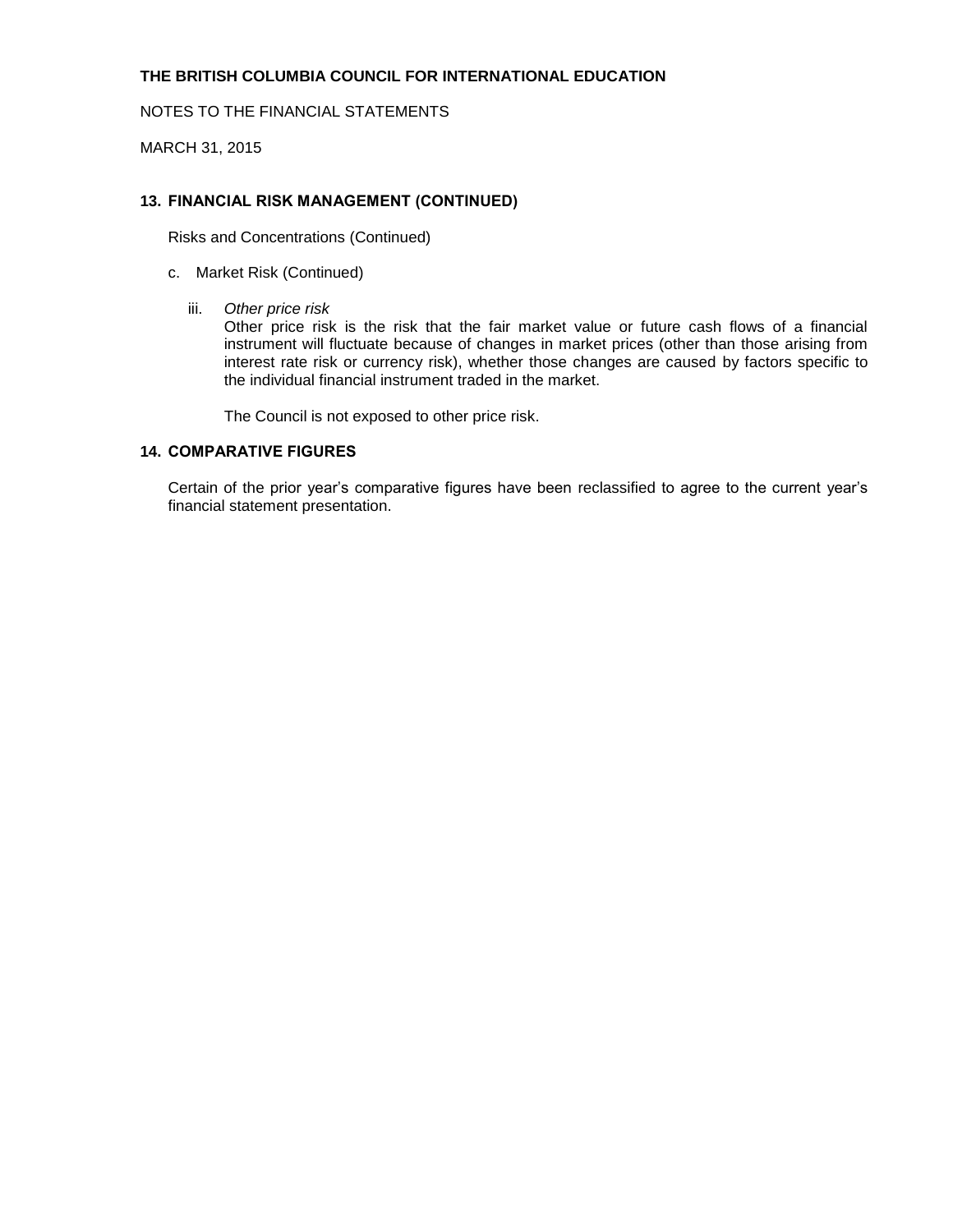**THE BRITISH COLUMBIA COUNCIL FOR INTERNATIONAL EDUCATION**

NOTES TO THE FINANCIAL STATEMENTS

MARCH 31, 2015

### 13. FINANCIAL RISK MANAGEMENT (CONTINUED)

Risks and Concentrations (Continued)

c. Market Risk (Continued)

iii. *Other price risk*
Other price risk is the risk that the fair market value or future cash flows of a financial instrument will fluctuate because of changes in market prices (other than those arising from interest rate risk or currency risk), whether those changes are caused by factors specific to the individual financial instrument traded in the market.

The Council is not exposed to other price risk.

### 14. COMPARATIVE FIGURES

Certain of the prior year's comparative figures have been reclassified to agree to the current year's financial statement presentation.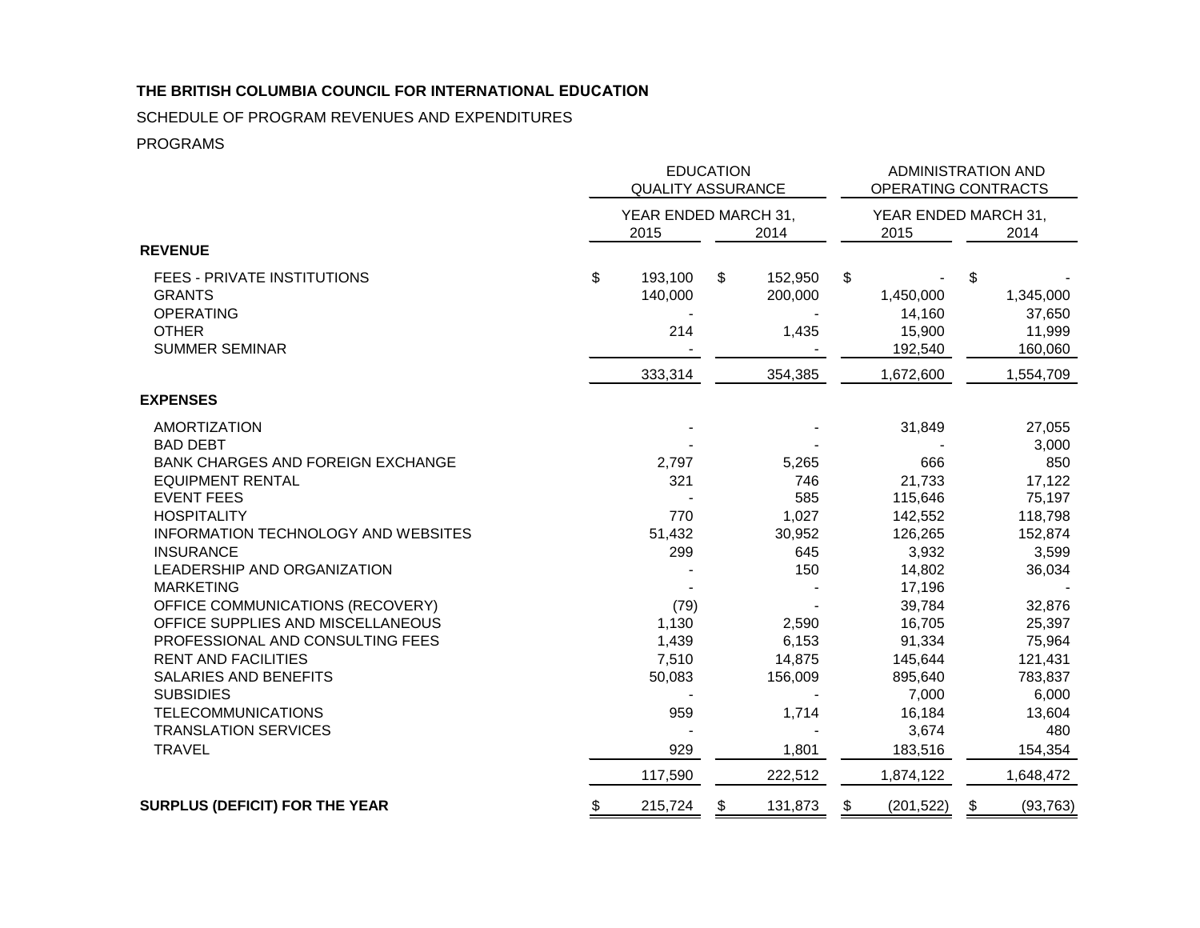**THE BRITISH COLUMBIA COUNCIL FOR INTERNATIONAL EDUCATION**

SCHEDULE OF PROGRAM REVENUES AND EXPENDITURES

PROGRAMS

| | EDUCATION QUALITY ASSURANCE | | ADMINISTRATION AND OPERATING CONTRACTS | |
|---|---|---|---|---|
| | YEAR ENDED MARCH 31, | | YEAR ENDED MARCH 31, | |
| | 2015 | 2014 | 2015 | 2014 |
| **REVENUE** | | | | |
| FEES - PRIVATE INSTITUTIONS | $ 193,100 | $ 152,950 | $ - | $ - |
| GRANTS | 140,000 | 200,000 | 1,450,000 | 1,345,000 |
| OPERATING | - | - | 14,160 | 37,650 |
| OTHER | 214 | 1,435 | 15,900 | 11,999 |
| SUMMER SEMINAR | - | - | 192,540 | 160,060 |
| | 333,314 | 354,385 | 1,672,600 | 1,554,709 |
| **EXPENSES** | | | | |
| AMORTIZATION | - | - | 31,849 | 27,055 |
| BAD DEBT | - | - | - | 3,000 |
| BANK CHARGES AND FOREIGN EXCHANGE | 2,797 | 5,265 | 666 | 850 |
| EQUIPMENT RENTAL | 321 | 746 | 21,733 | 17,122 |
| EVENT FEES | - | 585 | 115,646 | 75,197 |
| HOSPITALITY | 770 | 1,027 | 142,552 | 118,798 |
| INFORMATION TECHNOLOGY AND WEBSITES | 51,432 | 30,952 | 126,265 | 152,874 |
| INSURANCE | 299 | 645 | 3,932 | 3,599 |
| LEADERSHIP AND ORGANIZATION | - | 150 | 14,802 | 36,034 |
| MARKETING | - | - | 17,196 | - |
| OFFICE COMMUNICATIONS (RECOVERY) | (79) | - | 39,784 | 32,876 |
| OFFICE SUPPLIES AND MISCELLANEOUS | 1,130 | 2,590 | 16,705 | 25,397 |
| PROFESSIONAL AND CONSULTING FEES | 1,439 | 6,153 | 91,334 | 75,964 |
| RENT AND FACILITIES | 7,510 | 14,875 | 145,644 | 121,431 |
| SALARIES AND BENEFITS | 50,083 | 156,009 | 895,640 | 783,837 |
| SUBSIDIES | - | - | 7,000 | 6,000 |
| TELECOMMUNICATIONS | 959 | 1,714 | 16,184 | 13,604 |
| TRANSLATION SERVICES | - | - | 3,674 | 480 |
| TRAVEL | 929 | 1,801 | 183,516 | 154,354 |
| | 117,590 | 222,512 | 1,874,122 | 1,648,472 |
| **SURPLUS (DEFICIT) FOR THE YEAR** | $ 215,724 | $ 131,873 | $ (201,522) | $ (93,763) |